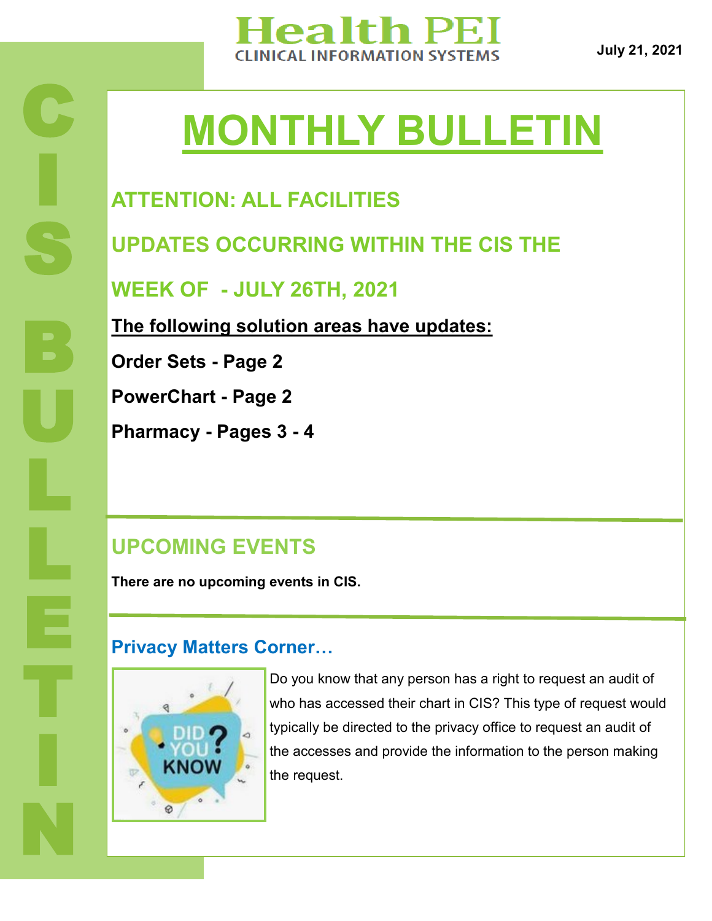# Health PEI

CLINICAL INFORMATION SYSTEMS

July 21, 2021

CIS BULLETIN

# MONTHLY BULLETIN

## ATTENTION: ALL FACILITIES

## UPDATES OCCURRING WITHIN THE CIS THE WEEK OF - JULY 26TH, 2021

**The following solution areas have updates:**

**Order Sets - Page 2**

**PowerChart - Page 2**

**Pharmacy - Pages 3 - 4**

## UPCOMING EVENTS

**There are no upcoming events in CIS.**

## Privacy Matters Corner…

Do you know that any person has a right to request an audit of who has accessed their chart in CIS? This type of request would typically be directed to the privacy office to request an audit of the accesses and provide the information to the person making the request.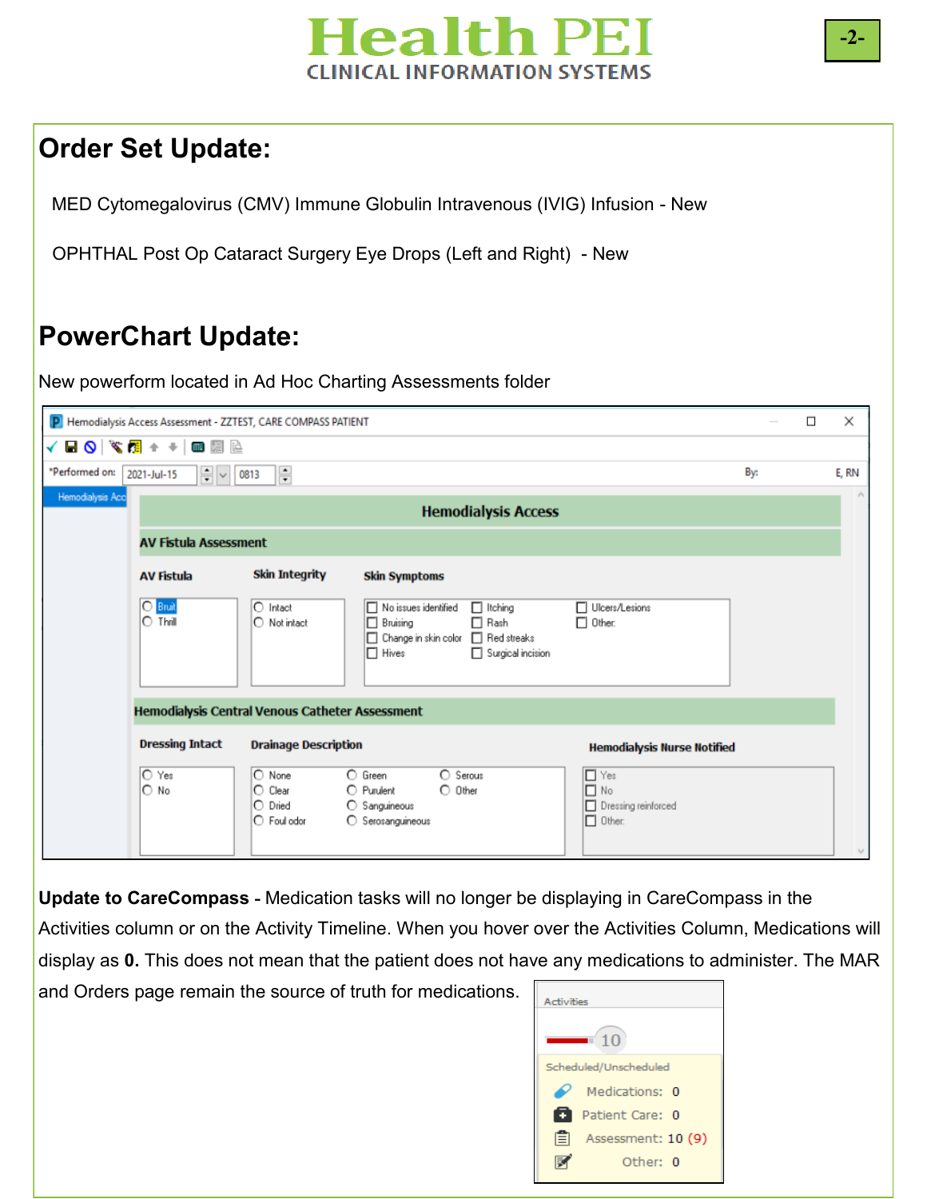## Order Set Update:

MED Cytomegalovirus (CMV) Immune Globulin Intravenous (IVIG) Infusion - New

OPHTHAL Post Op Cataract Surgery Eye Drops (Left and Right) - New

## PowerChart Update:

New powerform located in Ad Hoc Charting Assessments folder

Hemodialysis Access Assessment - ZZTEST, CARE COMPASS PATIENT

*Performed on: 2021-Jul-15 0813 By: E, RN

**Hemodialysis Access**

**AV Fistula Assessment**

| AV Fistula | Skin Integrity | Skin Symptoms |
|---|---|---|
| Bruit<br>Thrill | Intact<br>Not intact | No issues identified<br>Bruising<br>Change in skin color<br>Hives<br>Itching<br>Rash<br>Red streaks<br>Surgical incision<br>Ulcers/Lesions<br>Other: |

**Hemodialysis Central Venous Catheter Assessment**

| Dressing Intact | Drainage Description | Hemodialysis Nurse Notified |
|---|---|---|
| Yes<br>No | None<br>Clear<br>Dried<br>Foul odor<br>Green<br>Purulent<br>Sanguineous<br>Serosanguineous<br>Serous<br>Other | Yes<br>No<br>Dressing reinforced<br>Other: |

**Update to CareCompass** - Medication tasks will no longer be displaying in CareCompass in the Activities column or on the Activity Timeline. When you hover over the Activities Column, Medications will display as **0.** This does not mean that the patient does not have any medications to administer. The MAR and Orders page remain the source of truth for medications.

Activities

10

Scheduled/Unscheduled

Medications: 0

Patient Care: 0

Assessment: 10 (9)

Other: 0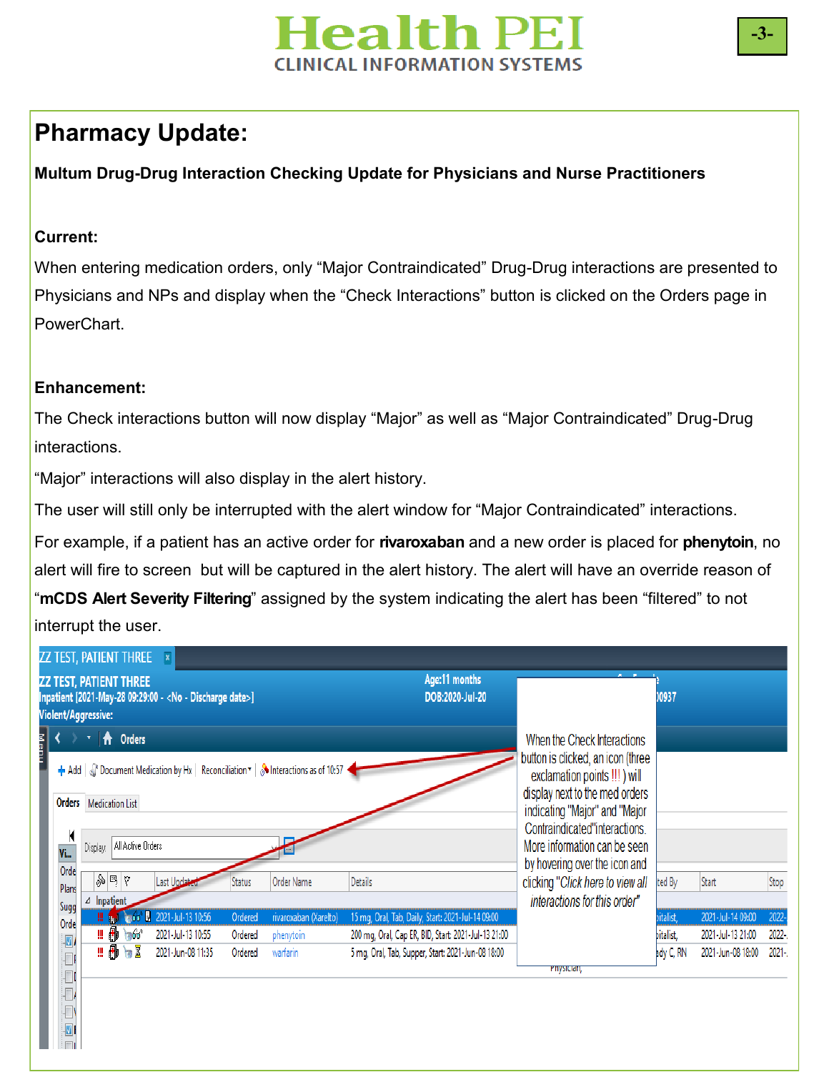# Pharmacy Update:

**Multum Drug-Drug Interaction Checking Update for Physicians and Nurse Practitioners**

**Current:**

When entering medication orders, only “Major Contraindicated” Drug-Drug interactions are presented to Physicians and NPs and display when the “Check Interactions” button is clicked on the Orders page in PowerChart.

**Enhancement:**

The Check interactions button will now display “Major” as well as “Major Contraindicated” Drug-Drug interactions.

“Major” interactions will also display in the alert history.

The user will still only be interrupted with the alert window for “Major Contraindicated” interactions.

For example, if a patient has an active order for **rivaroxaban** and a new order is placed for **phenytoin**, no alert will fire to screen but will be captured in the alert history. The alert will have an override reason of “**mCDS Alert Severity Filtering**” assigned by the system indicating the alert has been “filtered” to not interrupt the user.

When the Check Interactions button is clicked, an icon (three exclamation points !!! ) will display next to the med orders indicating "Major" and "Major Contraindicated" interactions. More information can be seen by hovering over the icon and clicking "*Click here to view all interactions for this order*"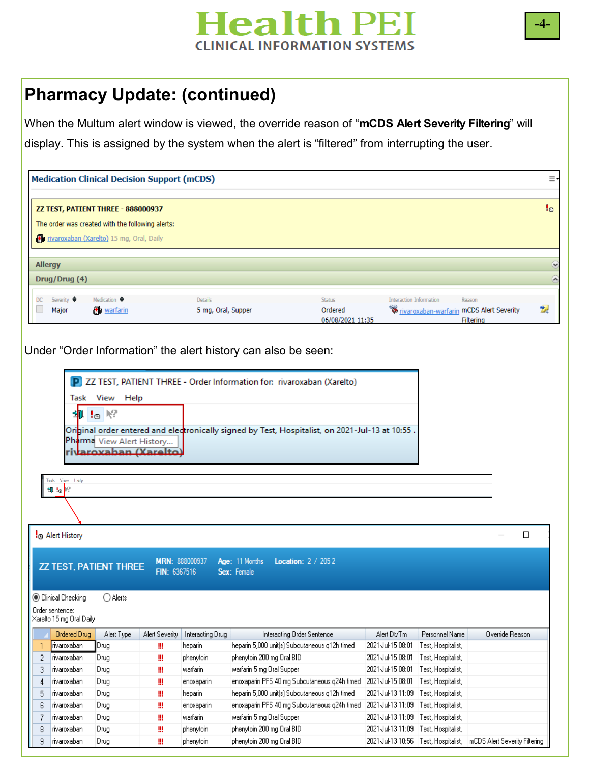# Pharmacy Update: (continued)

When the Multum alert window is viewed, the override reason of "**mCDS Alert Severity Filtering**" will display. This is assigned by the system when the alert is "filtered" from interrupting the user.

**Medication Clinical Decision Support (mCDS)**

**ZZ TEST, PATIENT THREE - 888000937**

The order was created with the following alerts:

rivaroxaban (Xarelto) 15 mg, Oral, Daily

**Allergy**

**Drug/Drug (4)**

| DC | Severity | Medication | Details | Status | Interaction Information | Reason |
|---|---|---|---|---|---|---|
| | Major | warfarin | 5 mg, Oral, Supper | Ordered 06/08/2021 11:35 | rivaroxaban-warfarin | mCDS Alert Severity Filtering |

Under "Order Information" the alert history can also be seen:

ZZ TEST, PATIENT THREE - Order Information for: rivaroxaban (Xarelto)

Task View Help

View Alert History...

Original order entered and electronically signed by Test, Hospitalist, on 2021-Jul-13 at 10:55 .

Alert History

**ZZ TEST, PATIENT THREE** MRN: 888000937 FIN: 6367516 Age: 11 Months Sex: Female Location: 2 / 205 2

Clinical Checking / Alerts

Order sentence:
Xarelto 15 mg Oral Daily

| | Ordered Drug | Alert Type | Alert Severity | Interacting Drug | Interacting Order Sentence | Alert Dt/Tm | Personnel Name | Override Reason |
|---|---|---|---|---|---|---|---|---|
| 1 | rivaroxaban | Drug | !!! | heparin | heparin 5,000 unit(s) Subcutaneous q12h timed | 2021-Jul-15 08:01 | Test, Hospitalist, | |
| 2 | rivaroxaban | Drug | !!! | phenytoin | phenytoin 200 mg Oral BID | 2021-Jul-15 08:01 | Test, Hospitalist, | |
| 3 | rivaroxaban | Drug | !!! | warfarin | warfarin 5 mg Oral Supper | 2021-Jul-15 08:01 | Test, Hospitalist, | |
| 4 | rivaroxaban | Drug | !!! | enoxaparin | enoxaparin PFS 40 mg Subcutaneous q24h timed | 2021-Jul-15 08:01 | Test, Hospitalist, | |
| 5 | rivaroxaban | Drug | !!! | heparin | heparin 5,000 unit(s) Subcutaneous q12h timed | 2021-Jul-13 11:09 | Test, Hospitalist, | |
| 6 | rivaroxaban | Drug | !!! | enoxaparin | enoxaparin PFS 40 mg Subcutaneous q24h timed | 2021-Jul-13 11:09 | Test, Hospitalist, | |
| 7 | rivaroxaban | Drug | !!! | warfarin | warfarin 5 mg Oral Supper | 2021-Jul-13 11:09 | Test, Hospitalist, | |
| 8 | rivaroxaban | Drug | !!! | phenytoin | phenytoin 200 mg Oral BID | 2021-Jul-13 11:09 | Test, Hospitalist, | |
| 9 | rivaroxaban | Drug | !!! | phenytoin | phenytoin 200 mg Oral BID | 2021-Jul-13 10:56 | Test, Hospitalist, | mCDS Alert Severity Filtering |